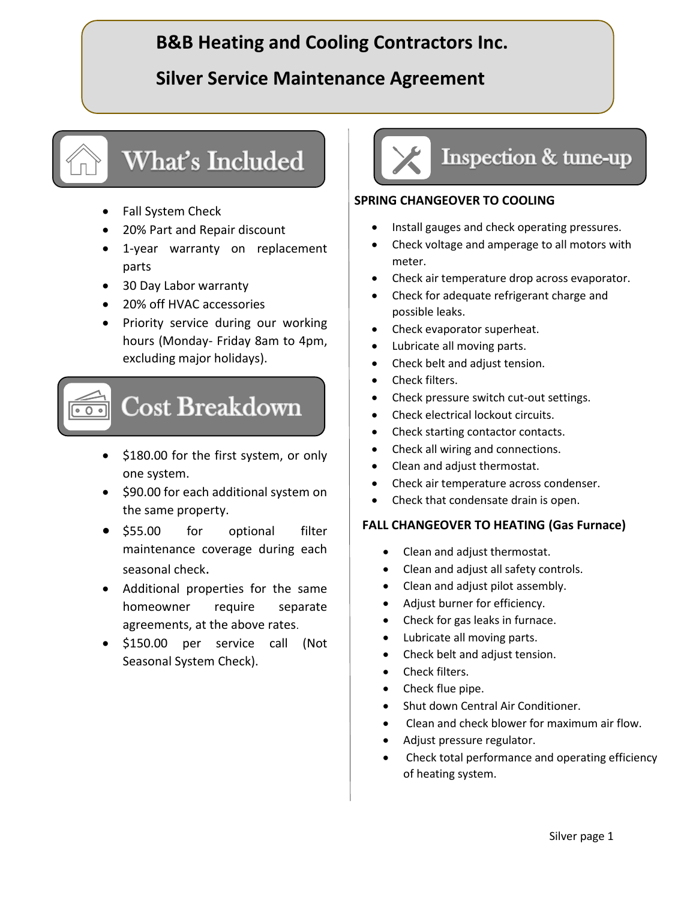# B&B Heating and Cooling Contractors Inc.

# Silver Service Maintenance Agreement

## What's Included

- Fall System Check
- 20% Part and Repair discount
- 1-year warranty on replacement parts
- 30 Day Labor warranty
- 20% off HVAC accessories
- Priority service during our working hours (Monday- Friday 8am to 4pm, excluding major holidays).

## Cost Breakdown

- $180.00 for the first system, or only one system.
- $90.00 for each additional system on the same property.
- $55.00 for optional filter maintenance coverage during each seasonal check.
- Additional properties for the same homeowner require separate agreements, at the above rates.
- $150.00 per service call (Not Seasonal System Check).

## Inspection & tune-up

**SPRING CHANGEOVER TO COOLING**

- Install gauges and check operating pressures.
- Check voltage and amperage to all motors with meter.
- Check air temperature drop across evaporator.
- Check for adequate refrigerant charge and possible leaks.
- Check evaporator superheat.
- Lubricate all moving parts.
- Check belt and adjust tension.
- Check filters.
- Check pressure switch cut-out settings.
- Check electrical lockout circuits.
- Check starting contactor contacts.
- Check all wiring and connections.
- Clean and adjust thermostat.
- Check air temperature across condenser.
- Check that condensate drain is open.

**FALL CHANGEOVER TO HEATING (Gas Furnace)**

- Clean and adjust thermostat.
- Clean and adjust all safety controls.
- Clean and adjust pilot assembly.
- Adjust burner for efficiency.
- Check for gas leaks in furnace.
- Lubricate all moving parts.
- Check belt and adjust tension.
- Check filters.
- Check flue pipe.
- Shut down Central Air Conditioner.
- Clean and check blower for maximum air flow.
- Adjust pressure regulator.
- Check total performance and operating efficiency of heating system.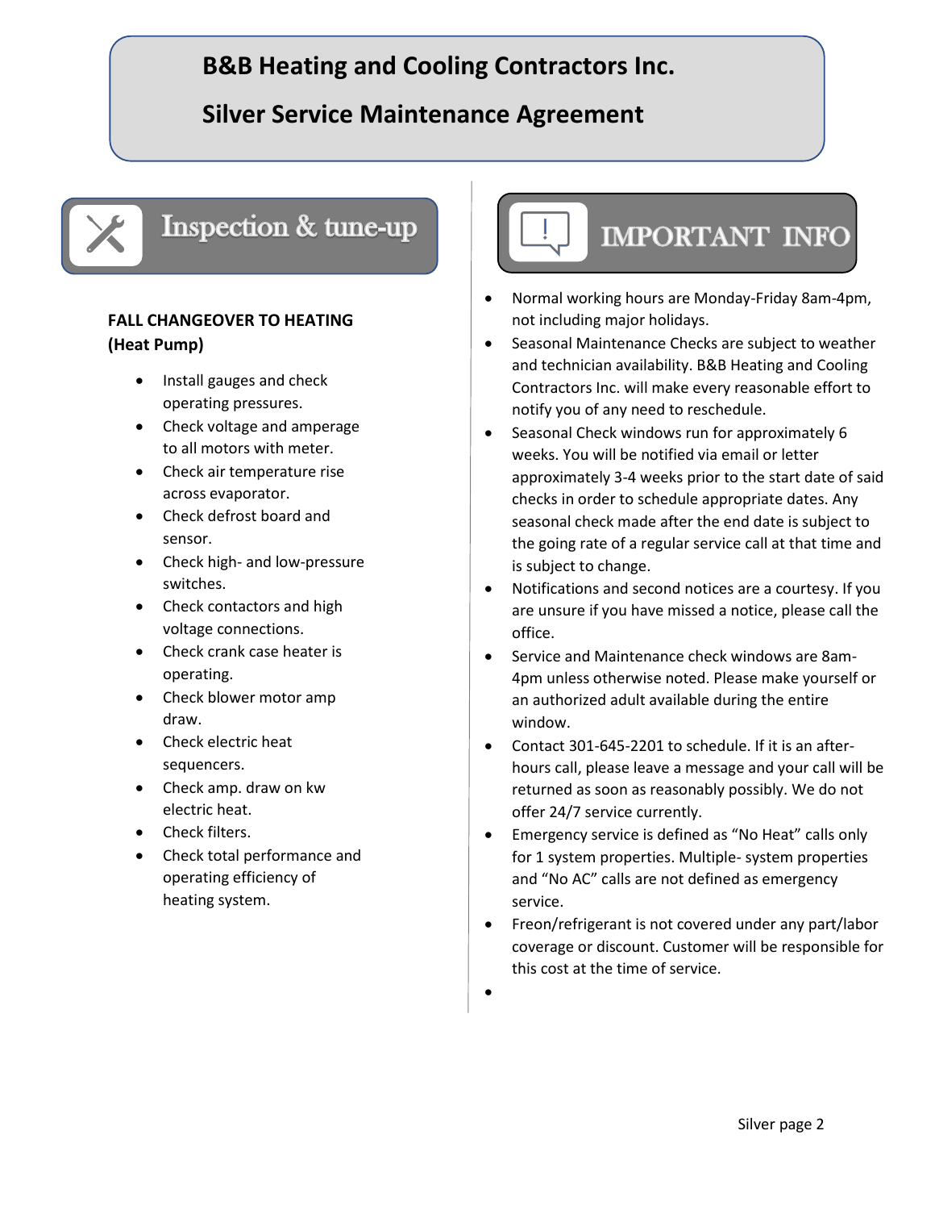# B&B Heating and Cooling Contractors Inc.

# Silver Service Maintenance Agreement

## Inspection & tune-up

**FALL CHANGEOVER TO HEATING (Heat Pump)**

- Install gauges and check operating pressures.
- Check voltage and amperage to all motors with meter.
- Check air temperature rise across evaporator.
- Check defrost board and sensor.
- Check high- and low-pressure switches.
- Check contactors and high voltage connections.
- Check crank case heater is operating.
- Check blower motor amp draw.
- Check electric heat sequencers.
- Check amp. draw on kw electric heat.
- Check filters.
- Check total performance and operating efficiency of heating system.

## IMPORTANT INFO

- Normal working hours are Monday-Friday 8am-4pm, not including major holidays.
- Seasonal Maintenance Checks are subject to weather and technician availability. B&B Heating and Cooling Contractors Inc. will make every reasonable effort to notify you of any need to reschedule.
- Seasonal Check windows run for approximately 6 weeks. You will be notified via email or letter approximately 3-4 weeks prior to the start date of said checks in order to schedule appropriate dates. Any seasonal check made after the end date is subject to the going rate of a regular service call at that time and is subject to change.
- Notifications and second notices are a courtesy. If you are unsure if you have missed a notice, please call the office.
- Service and Maintenance check windows are 8am-4pm unless otherwise noted. Please make yourself or an authorized adult available during the entire window.
- Contact 301-645-2201 to schedule. If it is an after-hours call, please leave a message and your call will be returned as soon as reasonably possibly. We do not offer 24/7 service currently.
- Emergency service is defined as “No Heat” calls only for 1 system properties. Multiple- system properties and “No AC” calls are not defined as emergency service.
- Freon/refrigerant is not covered under any part/labor coverage or discount. Customer will be responsible for this cost at the time of service.